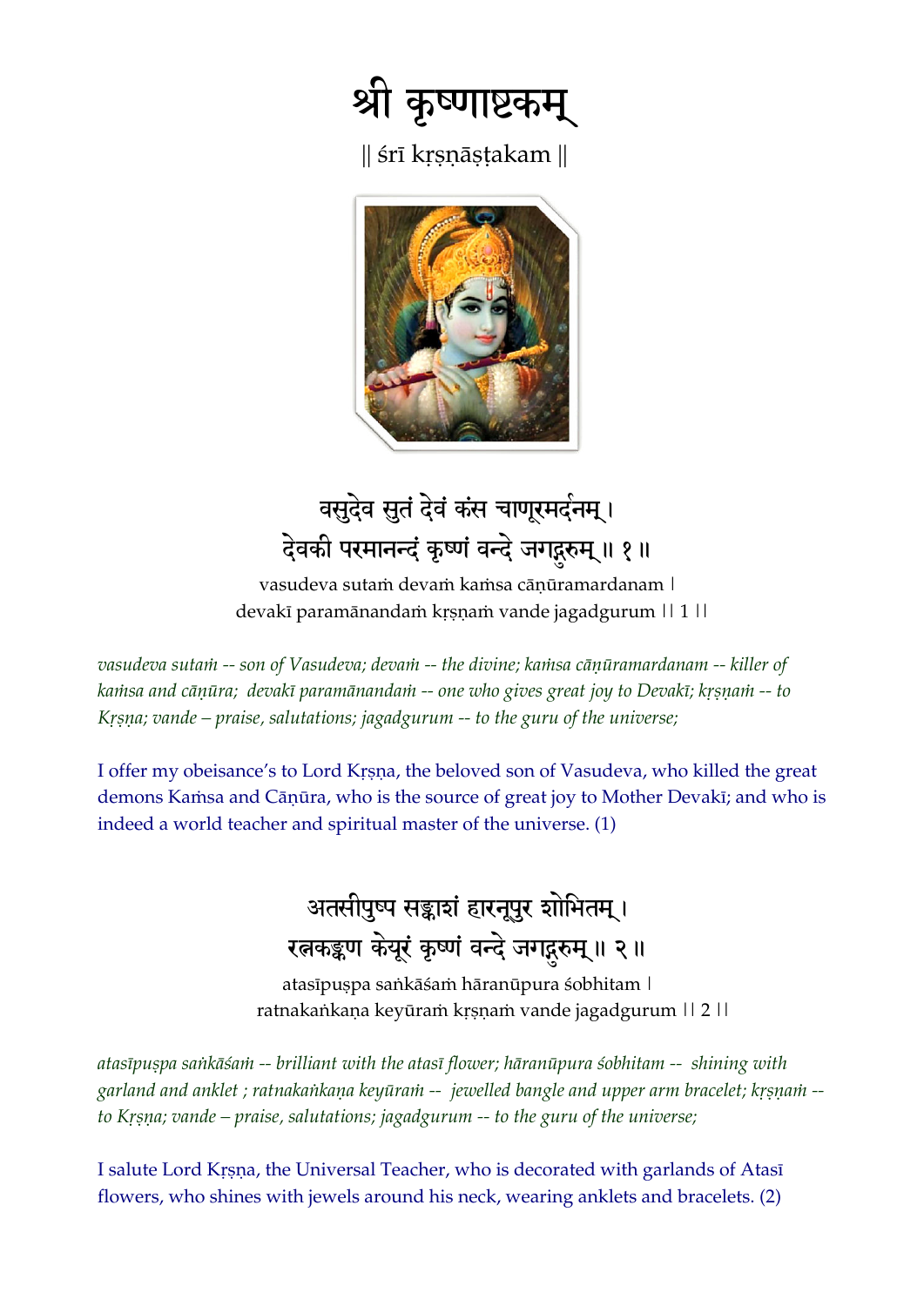# श्री कृष्णाष्टकम्

|| śrī kṛṣṇāṣṭakam ||

वसुदेव सुतं देवं कंस चाणूरमर्दनम् ।
देवकी परमानन्दं कृष्णं वन्दे जगद्गुरुम् ॥ १ ॥

vasudeva sutaṁ devaṁ kaṁsa cāṇūramardanam ।
devakī paramānandaṁ kṛṣṇaṁ vande jagadgurum || 1 ||

*vasudeva sutaṁ -- son of Vasudeva; devaṁ -- the divine; kaṁsa cāṇūramardanam -- killer of kaṁsa and cāṇūra; devakī paramānandaṁ -- one who gives great joy to Devakī; kṛṣṇaṁ -- to Kṛṣṇa; vande – praise, salutations; jagadgurum -- to the guru of the universe;*

I offer my obeisance's to Lord Kṛṣna, the beloved son of Vasudeva, who killed the great demons Kaṁsa and Cāṇūra, who is the source of great joy to Mother Devakī; and who is indeed a world teacher and spiritual master of the universe. (1)

अतसीपुष्प सङ्काशं हारनूपुर शोभितम् ।
रत्नकङ्कण केयूरं कृष्णं वन्दे जगद्गुरुम् ॥ २ ॥

atasīpuṣpa saṅkāśaṁ hāranūpura śobhitam ।
ratnakaṅkaṇa keyūraṁ kṛṣṇaṁ vande jagadgurum || 2 ||

*atasīpuṣpa saṅkāśaṁ -- brilliant with the atasī flower; hāranūpura śobhitam -- shining with garland and anklet ; ratnakaṅkaṇa keyūraṁ -- jewelled bangle and upper arm bracelet; kṛṣṇaṁ -- to Kṛṣṇa; vande – praise, salutations; jagadgurum -- to the guru of the universe;*

I salute Lord Kṛṣna, the Universal Teacher, who is decorated with garlands of Atasī flowers, who shines with jewels around his neck, wearing anklets and bracelets. (2)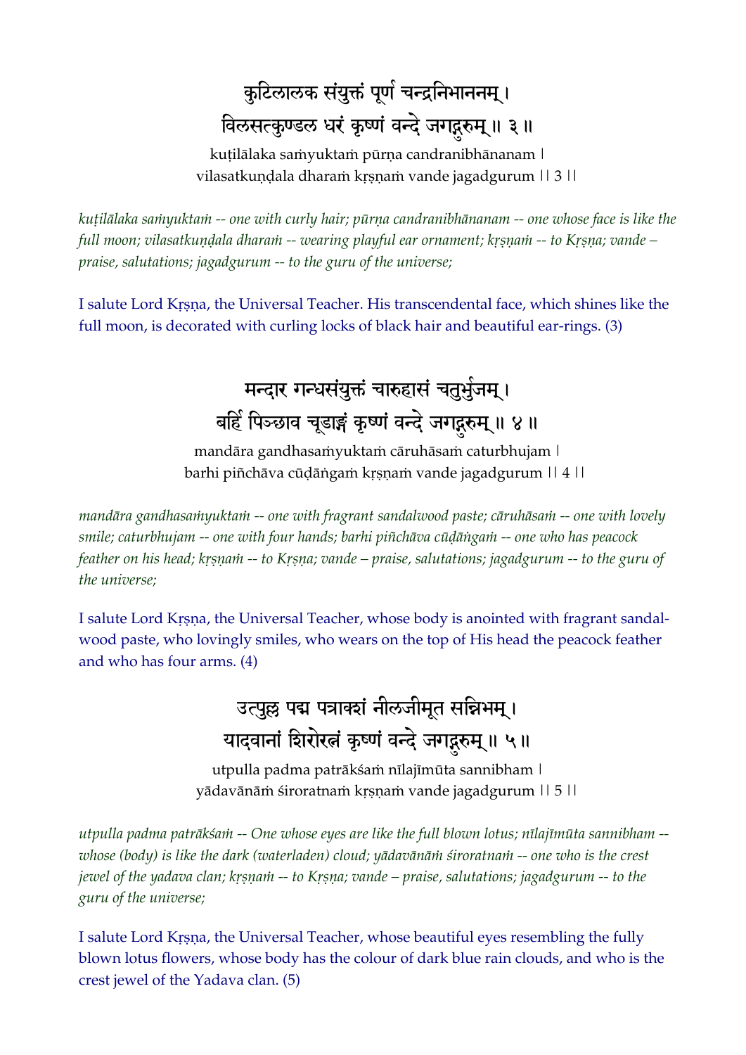कुटिलालक संयुक्तं पूर्ण चन्द्रनिभाननम् ।
विलसत्कुण्डल धरं कृष्णं वन्दे जगद्गुरुम् ॥ ३ ॥

kuṭilālaka saṁyuktaṁ pūrṇa candranibhānanam |
vilasatkuṇḍala dharaṁ kṛṣṇaṁ vande jagadgurum || 3 ||

*kuṭilālaka saṁyuktaṁ -- one with curly hair; pūrṇa candranibhānanam -- one whose face is like the full moon; vilasatkuṇḍala dharaṁ -- wearing playful ear ornament; kṛṣṇaṁ -- to Kṛṣṇa; vande – praise, salutations; jagadgurum -- to the guru of the universe;*

I salute Lord Kṛṣṇa, the Universal Teacher. His transcendental face, which shines like the full moon, is decorated with curling locks of black hair and beautiful ear-rings. (3)

मन्दार गन्धसंयुक्तं चारुहासं चतुर्भुजम् ।
बर्हि पिञ्छाव चूडाङ्गं कृष्णं वन्दे जगद्गुरुम् ॥ ४ ॥

mandāra gandhasaṁyuktaṁ cāruhāsaṁ caturbhujam |
barhi piñchāva cūḍāṅgaṁ kṛṣṇaṁ vande jagadgurum || 4 ||

*mandāra gandhasaṁyuktaṁ -- one with fragrant sandalwood paste; cāruhāsaṁ -- one with lovely smile; caturbhujam -- one with four hands; barhi piñchāva cūḍāṅgaṁ -- one who has peacock feather on his head; kṛṣṇaṁ -- to Kṛṣṇa; vande – praise, salutations; jagadgurum -- to the guru of the universe;*

I salute Lord Kṛṣṇa, the Universal Teacher, whose body is anointed with fragrant sandal-wood paste, who lovingly smiles, who wears on the top of His head the peacock feather and who has four arms. (4)

उत्पुल्ल पद्म पत्राक्शं नीलजीमूत सन्निभम् ।
यादवानां शिरोरत्नं कृष्णं वन्दे जगद्गुरुम् ॥ ५ ॥

utpulla padma patrākśaṁ nīlajīmūta sannibham |
yādavānāṁ śiroratnaṁ kṛṣṇaṁ vande jagadgurum || 5 ||

*utpulla padma patrākśaṁ -- One whose eyes are like the full blown lotus; nīlajīmūta sannibham -- whose (body) is like the dark (waterladen) cloud; yādavānāṁ śiroratnaṁ -- one who is the crest jewel of the yadava clan; kṛṣṇaṁ -- to Kṛṣṇa; vande – praise, salutations; jagadgurum -- to the guru of the universe;*

I salute Lord Kṛṣṇa, the Universal Teacher, whose beautiful eyes resembling the fully blown lotus flowers, whose body has the colour of dark blue rain clouds, and who is the crest jewel of the Yadava clan. (5)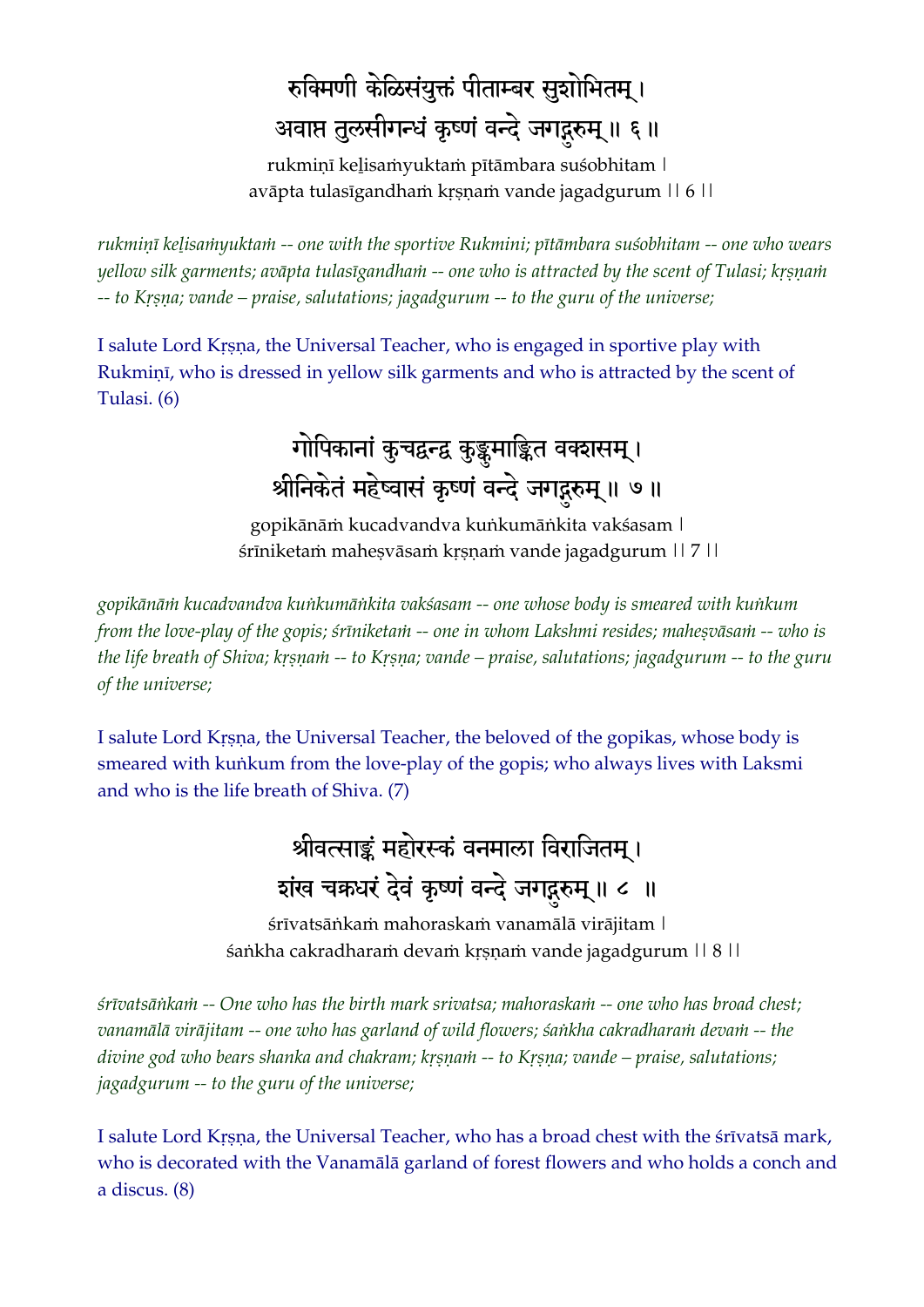रुक्मिणी केळिसंयुक्तं पीताम्बर सुशोभितम् ।
अवाप्त तुलसीगन्धं कृष्णं वन्दे जगद्गुरुम् ॥ ६ ॥

rukmiṇī keḷisaṁyuktaṁ pītāmbara suśobhitam |
avāpta tulasīgandhaṁ kṛṣṇaṁ vande jagadgurum || 6 ||

*rukmiṇī keḷisaṁyuktaṁ -- one with the sportive Rukmini; pītāmbara suśobhitam -- one who wears yellow silk garments; avāpta tulasīgandhaṁ -- one who is attracted by the scent of Tulasi; kṛṣṇaṁ -- to Kṛṣṇa; vande – praise, salutations; jagadgurum -- to the guru of the universe;*

I salute Lord Kṛṣṇa, the Universal Teacher, who is engaged in sportive play with Rukmiṇī, who is dressed in yellow silk garments and who is attracted by the scent of Tulasi. (6)

गोपिकानां कुचद्वन्द्व कुङ्कुमाङ्कित वक्शसम् ।
श्रीनिकेतं महेष्वासं कृष्णं वन्दे जगद्गुरुम् ॥ ७ ॥

gopikānāṁ kucadvandva kuṅkumāṅkita vakśasam |
śrīniketaṁ maheṣvāsaṁ kṛṣṇaṁ vande jagadgurum || 7 ||

*gopikānāṁ kucadvandva kuṅkumāṅkita vakśasam -- one whose body is smeared with kuṅkum from the love-play of the gopis; śrīniketaṁ -- one in whom Lakshmi resides; maheṣvāsaṁ -- who is the life breath of Shiva; kṛṣṇaṁ -- to Kṛṣṇa; vande – praise, salutations; jagadgurum -- to the guru of the universe;*

I salute Lord Kṛṣṇa, the Universal Teacher, the beloved of the gopikas, whose body is smeared with kuṅkum from the love-play of the gopis; who always lives with Laksmi and who is the life breath of Shiva. (7)

श्रीवत्साङ्कं महोरस्कं वनमाला विराजितम् ।
शंख चक्रधरं देवं कृष्णं वन्दे जगद्गुरुम् ॥ ८ ॥

śrīvatsāṅkaṁ mahoraskaṁ vanamālā virājitam |
śaṅkha cakradharaṁ devaṁ kṛṣṇaṁ vande jagadgurum || 8 ||

*śrīvatsāṅkaṁ -- One who has the birth mark srivatsa; mahoraskaṁ -- one who has broad chest; vanamālā virājitam -- one who has garland of wild flowers; śaṅkha cakradharaṁ devaṁ -- the divine god who bears shanka and chakram; kṛṣṇaṁ -- to Kṛṣṇa; vande – praise, salutations; jagadgurum -- to the guru of the universe;*

I salute Lord Kṛṣṇa, the Universal Teacher, who has a broad chest with the śrīvatsā mark, who is decorated with the Vanamālā garland of forest flowers and who holds a conch and a discus. (8)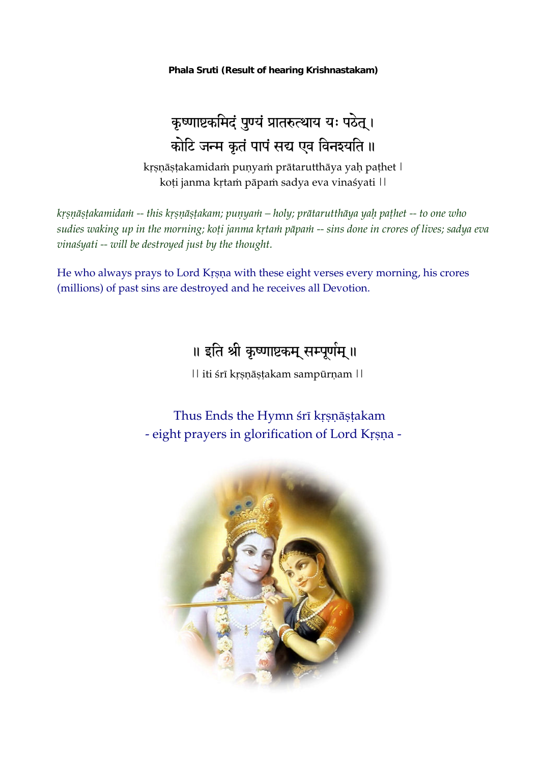**Phala Sruti (Result of hearing Krishnastakam)**

कृष्णाष्टकमिदं पुण्यं प्रातरुत्थाय यः पठेत् ।
कोटि जन्म कृतं पापं सद्य एव विनश्यति ॥

kṛṣṇāṣṭakamidaṁ puṇyaṁ prātarutthāya yaḥ paṭhet ।
koṭi janma kṛtaṁ pāpaṁ sadya eva vinaśyati ।।

*kṛṣṇāṣṭakamidaṁ -- this kṛṣṇāṣṭakam; puṇyaṁ – holy; prātarutthāya yaḥ paṭhet -- to one who sudies waking up in the morning; koṭi janma kṛtaṁ pāpaṁ -- sins done in crores of lives; sadya eva vinaśyati -- will be destroyed just by the thought.*

He who always prays to Lord Kṛṣṇa with these eight verses every morning, his crores (millions) of past sins are destroyed and he receives all Devotion.

॥ इति श्री कृष्णाष्टकम् सम्पूर्णम् ॥

।। iti śrī kṛṣṇāṣṭakam sampūrṇam ।।

Thus Ends the Hymn śrī kṛṣṇāṣṭakam
- eight prayers in glorification of Lord Kṛṣṇa -